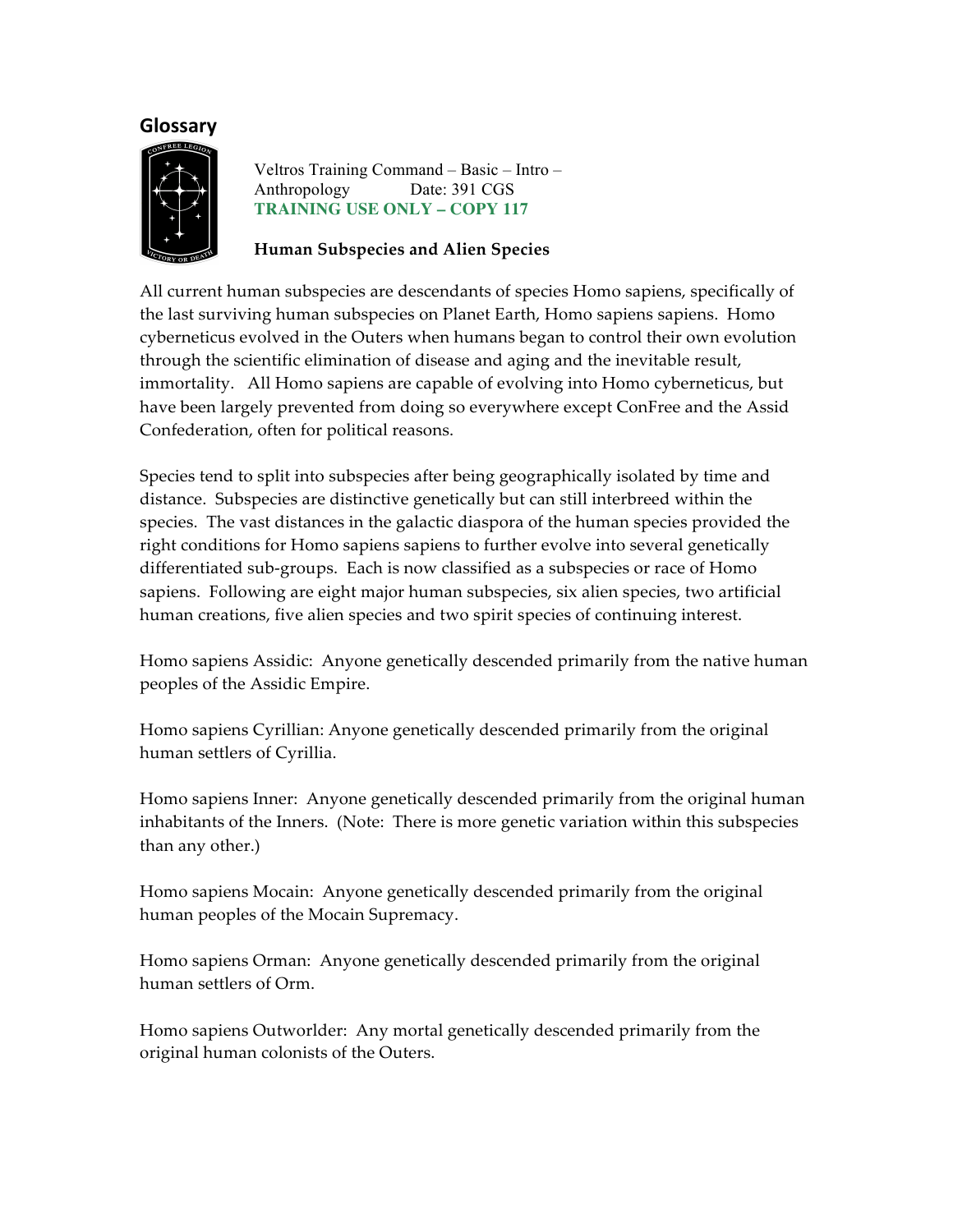## Glossary

Veltros Training Command – Basic – Intro – Anthropology Date: 391 CGS

**TRAINING USE ONLY – COPY 117**

**Human Subspecies and Alien Species**

All current human subspecies are descendants of species Homo sapiens, specifically of the last surviving human subspecies on Planet Earth, Homo sapiens sapiens. Homo cyberneticus evolved in the Outers when humans began to control their own evolution through the scientific elimination of disease and aging and the inevitable result, immortality. All Homo sapiens are capable of evolving into Homo cyberneticus, but have been largely prevented from doing so everywhere except ConFree and the Assid Confederation, often for political reasons.

Species tend to split into subspecies after being geographically isolated by time and distance. Subspecies are distinctive genetically but can still interbreed within the species. The vast distances in the galactic diaspora of the human species provided the right conditions for Homo sapiens sapiens to further evolve into several genetically differentiated sub-groups. Each is now classified as a subspecies or race of Homo sapiens. Following are eight major human subspecies, six alien species, two artificial human creations, five alien species and two spirit species of continuing interest.

Homo sapiens Assidic: Anyone genetically descended primarily from the native human peoples of the Assidic Empire.

Homo sapiens Cyrillian: Anyone genetically descended primarily from the original human settlers of Cyrillia.

Homo sapiens Inner: Anyone genetically descended primarily from the original human inhabitants of the Inners. (Note: There is more genetic variation within this subspecies than any other.)

Homo sapiens Mocain: Anyone genetically descended primarily from the original human peoples of the Mocain Supremacy.

Homo sapiens Orman: Anyone genetically descended primarily from the original human settlers of Orm.

Homo sapiens Outworlder: Any mortal genetically descended primarily from the original human colonists of the Outers.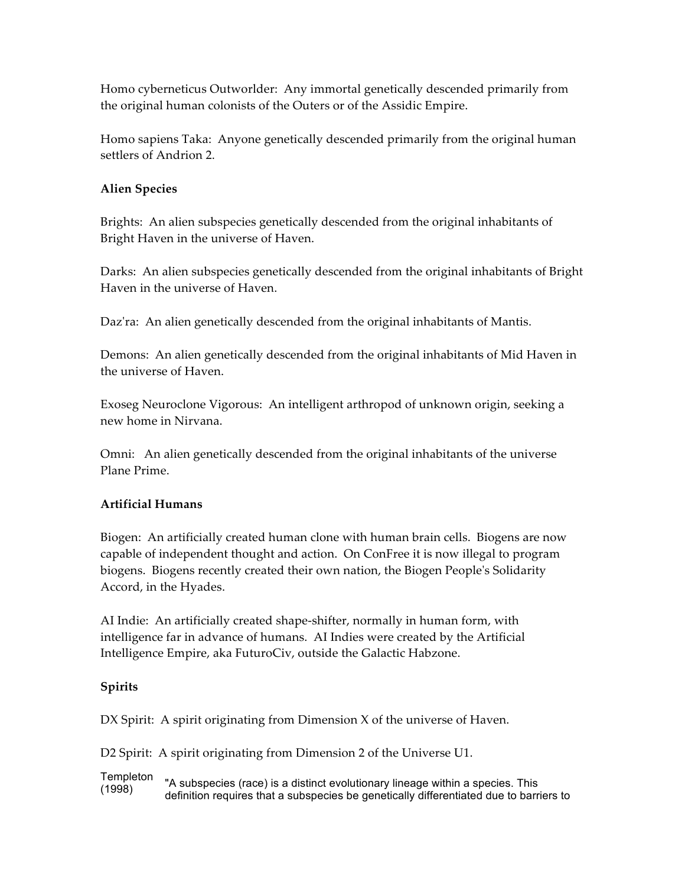Homo cyberneticus Outworlder: Any immortal genetically descended primarily from the original human colonists of the Outers or of the Assidic Empire.

Homo sapiens Taka: Anyone genetically descended primarily from the original human settlers of Andrion 2.

**Alien Species**

Brights: An alien subspecies genetically descended from the original inhabitants of Bright Haven in the universe of Haven.

Darks: An alien subspecies genetically descended from the original inhabitants of Bright Haven in the universe of Haven.

Daz'ra: An alien genetically descended from the original inhabitants of Mantis.

Demons: An alien genetically descended from the original inhabitants of Mid Haven in the universe of Haven.

Exoseg Neuroclone Vigorous: An intelligent arthropod of unknown origin, seeking a new home in Nirvana.

Omni: An alien genetically descended from the original inhabitants of the universe Plane Prime.

**Artificial Humans**

Biogen: An artificially created human clone with human brain cells. Biogens are now capable of independent thought and action. On ConFree it is now illegal to program biogens. Biogens recently created their own nation, the Biogen People's Solidarity Accord, in the Hyades.

AI Indie: An artificially created shape-shifter, normally in human form, with intelligence far in advance of humans. AI Indies were created by the Artificial Intelligence Empire, aka FuturoCiv, outside the Galactic Habzone.

**Spirits**

DX Spirit: A spirit originating from Dimension X of the universe of Haven.

D2 Spirit: A spirit originating from Dimension 2 of the Universe U1.

| Templeton (1998) | "A subspecies (race) is a distinct evolutionary lineage within a species. This definition requires that a subspecies be genetically differentiated due to barriers to |
| --- | --- |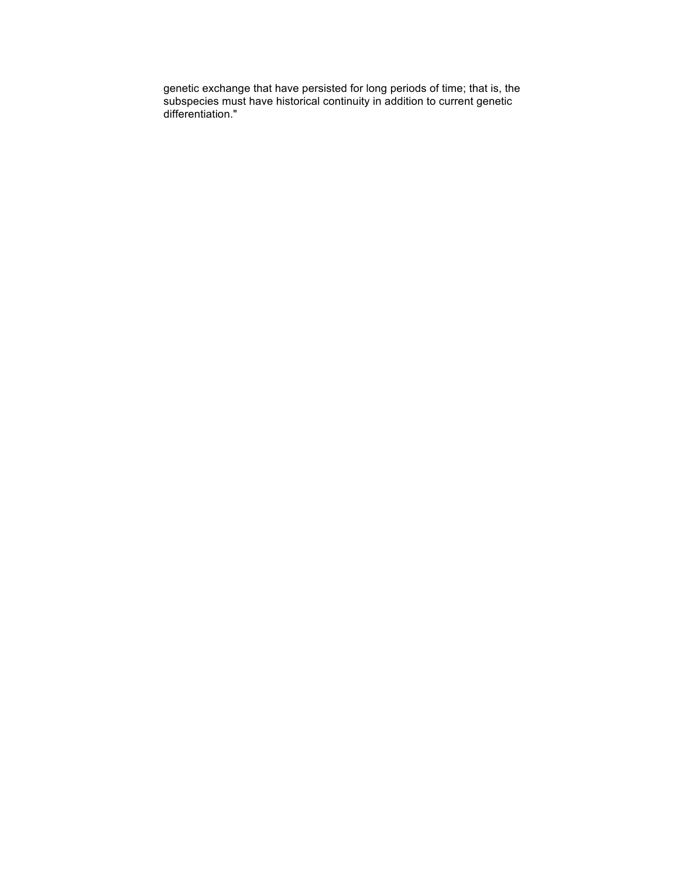genetic exchange that have persisted for long periods of time; that is, the subspecies must have historical continuity in addition to current genetic differentiation."